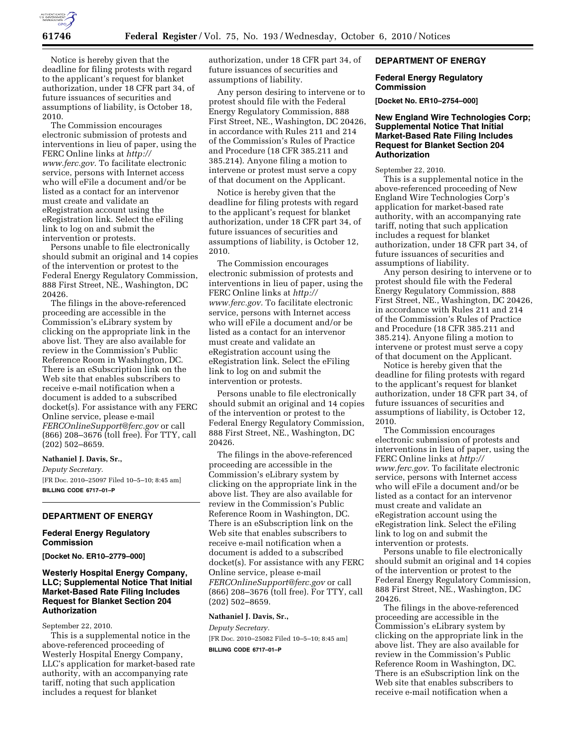Notice is hereby given that the deadline for filing protests with regard to the applicant's request for blanket authorization, under 18 CFR part 34, of future issuances of securities and assumptions of liability, is October 18, 2010.

The Commission encourages electronic submission of protests and interventions in lieu of paper, using the FERC Online links at *http://www.ferc.gov.* To facilitate electronic service, persons with Internet access who will eFile a document and/or be listed as a contact for an intervenor must create and validate an eRegistration account using the eRegistration link. Select the eFiling link to log on and submit the intervention or protests.

Persons unable to file electronically should submit an original and 14 copies of the intervention or protest to the Federal Energy Regulatory Commission, 888 First Street, NE., Washington, DC 20426.

The filings in the above-referenced proceeding are accessible in the Commission's eLibrary system by clicking on the appropriate link in the above list. They are also available for review in the Commission's Public Reference Room in Washington, DC. There is an eSubscription link on the Web site that enables subscribers to receive e-mail notification when a document is added to a subscribed docket(s). For assistance with any FERC Online service, please e-mail *FERCOnlineSupport@ferc.gov* or call (866) 208–3676 (toll free). For TTY, call (202) 502–8659.

**Nathaniel J. Davis, Sr.,**

*Deputy Secretary.*

[FR Doc. 2010–25097 Filed 10–5–10; 8:45 am]

**BILLING CODE 6717–01–P**

## DEPARTMENT OF ENERGY

### Federal Energy Regulatory Commission

**[Docket No. ER10–2779–000]**

### Westerly Hospital Energy Company, LLC; Supplemental Notice That Initial Market-Based Rate Filing Includes Request for Blanket Section 204 Authorization

September 22, 2010.

This is a supplemental notice in the above-referenced proceeding of Westerly Hospital Energy Company, LLC's application for market-based rate authority, with an accompanying rate tariff, noting that such application includes a request for blanket authorization, under 18 CFR part 34, of future issuances of securities and assumptions of liability.

Any person desiring to intervene or to protest should file with the Federal Energy Regulatory Commission, 888 First Street, NE., Washington, DC 20426, in accordance with Rules 211 and 214 of the Commission's Rules of Practice and Procedure (18 CFR 385.211 and 385.214). Anyone filing a motion to intervene or protest must serve a copy of that document on the Applicant.

Notice is hereby given that the deadline for filing protests with regard to the applicant's request for blanket authorization, under 18 CFR part 34, of future issuances of securities and assumptions of liability, is October 12, 2010.

The Commission encourages electronic submission of protests and interventions in lieu of paper, using the FERC Online links at *http://www.ferc.gov.* To facilitate electronic service, persons with Internet access who will eFile a document and/or be listed as a contact for an intervenor must create and validate an eRegistration account using the eRegistration link. Select the eFiling link to log on and submit the intervention or protests.

Persons unable to file electronically should submit an original and 14 copies of the intervention or protest to the Federal Energy Regulatory Commission, 888 First Street, NE., Washington, DC 20426.

The filings in the above-referenced proceeding are accessible in the Commission's eLibrary system by clicking on the appropriate link in the above list. They are also available for review in the Commission's Public Reference Room in Washington, DC. There is an eSubscription link on the Web site that enables subscribers to receive e-mail notification when a document is added to a subscribed docket(s). For assistance with any FERC Online service, please e-mail *FERCOnlineSupport@ferc.gov* or call (866) 208–3676 (toll free). For TTY, call (202) 502–8659.

**Nathaniel J. Davis, Sr.,**

*Deputy Secretary.*

[FR Doc. 2010–25082 Filed 10–5–10; 8:45 am]

**BILLING CODE 6717–01–P**

## DEPARTMENT OF ENERGY

### Federal Energy Regulatory Commission

**[Docket No. ER10–2754–000]**

### New England Wire Technologies Corp; Supplemental Notice That Initial Market-Based Rate Filing Includes Request for Blanket Section 204 Authorization

September 22, 2010.

This is a supplemental notice in the above-referenced proceeding of New England Wire Technologies Corp's application for market-based rate authority, with an accompanying rate tariff, noting that such application includes a request for blanket authorization, under 18 CFR part 34, of future issuances of securities and assumptions of liability.

Any person desiring to intervene or to protest should file with the Federal Energy Regulatory Commission, 888 First Street, NE., Washington, DC 20426, in accordance with Rules 211 and 214 of the Commission's Rules of Practice and Procedure (18 CFR 385.211 and 385.214). Anyone filing a motion to intervene or protest must serve a copy of that document on the Applicant.

Notice is hereby given that the deadline for filing protests with regard to the applicant's request for blanket authorization, under 18 CFR part 34, of future issuances of securities and assumptions of liability, is October 12, 2010.

The Commission encourages electronic submission of protests and interventions in lieu of paper, using the FERC Online links at *http://www.ferc.gov.* To facilitate electronic service, persons with Internet access who will eFile a document and/or be listed as a contact for an intervenor must create and validate an eRegistration account using the eRegistration link. Select the eFiling link to log on and submit the intervention or protests.

Persons unable to file electronically should submit an original and 14 copies of the intervention or protest to the Federal Energy Regulatory Commission, 888 First Street, NE., Washington, DC 20426.

The filings in the above-referenced proceeding are accessible in the Commission's eLibrary system by clicking on the appropriate link in the above list. They are also available for review in the Commission's Public Reference Room in Washington, DC. There is an eSubscription link on the Web site that enables subscribers to receive e-mail notification when a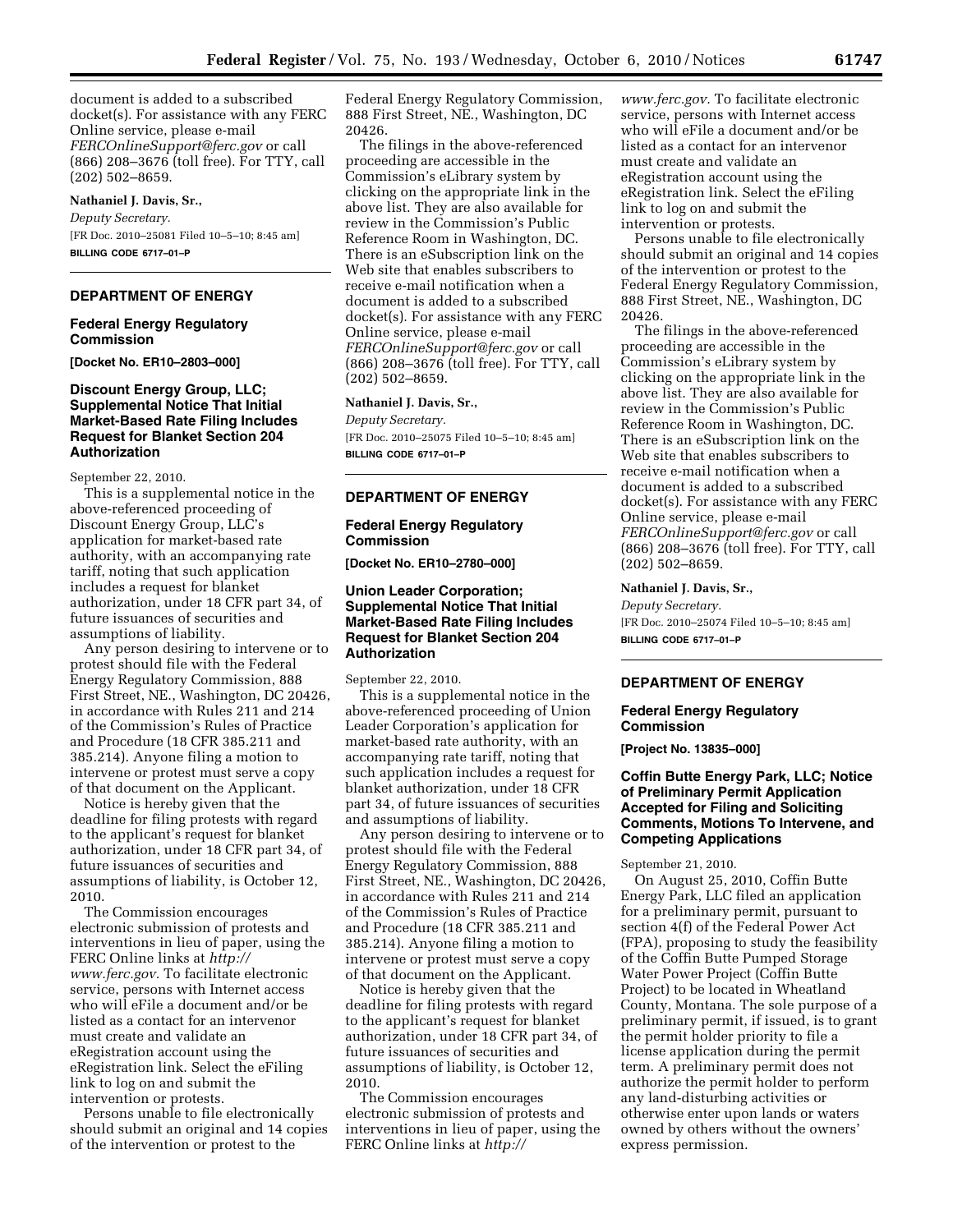document is added to a subscribed docket(s). For assistance with any FERC Online service, please e-mail *FERCOnlineSupport@ferc.gov* or call (866) 208–3676 (toll free). For TTY, call (202) 502–8659.

**Nathaniel J. Davis, Sr.,**

*Deputy Secretary.*

[FR Doc. 2010–25081 Filed 10–5–10; 8:45 am]

**BILLING CODE 6717–01–P**

## DEPARTMENT OF ENERGY

### Federal Energy Regulatory Commission

**[Docket No. ER10–2803–000]**

### Discount Energy Group, LLC; Supplemental Notice That Initial Market-Based Rate Filing Includes Request for Blanket Section 204 Authorization

September 22, 2010.

This is a supplemental notice in the above-referenced proceeding of Discount Energy Group, LLC's application for market-based rate authority, with an accompanying rate tariff, noting that such application includes a request for blanket authorization, under 18 CFR part 34, of future issuances of securities and assumptions of liability.

Any person desiring to intervene or to protest should file with the Federal Energy Regulatory Commission, 888 First Street, NE., Washington, DC 20426, in accordance with Rules 211 and 214 of the Commission's Rules of Practice and Procedure (18 CFR 385.211 and 385.214). Anyone filing a motion to intervene or protest must serve a copy of that document on the Applicant.

Notice is hereby given that the deadline for filing protests with regard to the applicant's request for blanket authorization, under 18 CFR part 34, of future issuances of securities and assumptions of liability, is October 12, 2010.

The Commission encourages electronic submission of protests and interventions in lieu of paper, using the FERC Online links at *http://www.ferc.gov.* To facilitate electronic service, persons with Internet access who will eFile a document and/or be listed as a contact for an intervenor must create and validate an eRegistration account using the eRegistration link. Select the eFiling link to log on and submit the intervention or protests.

Persons unable to file electronically should submit an original and 14 copies of the intervention or protest to the Federal Energy Regulatory Commission, 888 First Street, NE., Washington, DC 20426.

The filings in the above-referenced proceeding are accessible in the Commission's eLibrary system by clicking on the appropriate link in the above list. They are also available for review in the Commission's Public Reference Room in Washington, DC. There is an eSubscription link on the Web site that enables subscribers to receive e-mail notification when a document is added to a subscribed docket(s). For assistance with any FERC Online service, please e-mail *FERCOnlineSupport@ferc.gov* or call (866) 208–3676 (toll free). For TTY, call (202) 502–8659.

**Nathaniel J. Davis, Sr.,**

*Deputy Secretary.*

[FR Doc. 2010–25075 Filed 10–5–10; 8:45 am]

**BILLING CODE 6717–01–P**

## DEPARTMENT OF ENERGY

### Federal Energy Regulatory Commission

**[Docket No. ER10–2780–000]**

### Union Leader Corporation; Supplemental Notice That Initial Market-Based Rate Filing Includes Request for Blanket Section 204 Authorization

September 22, 2010.

This is a supplemental notice in the above-referenced proceeding of Union Leader Corporation's application for market-based rate authority, with an accompanying rate tariff, noting that such application includes a request for blanket authorization, under 18 CFR part 34, of future issuances of securities and assumptions of liability.

Any person desiring to intervene or to protest should file with the Federal Energy Regulatory Commission, 888 First Street, NE., Washington, DC 20426, in accordance with Rules 211 and 214 of the Commission's Rules of Practice and Procedure (18 CFR 385.211 and 385.214). Anyone filing a motion to intervene or protest must serve a copy of that document on the Applicant.

Notice is hereby given that the deadline for filing protests with regard to the applicant's request for blanket authorization, under 18 CFR part 34, of future issuances of securities and assumptions of liability, is October 12, 2010.

The Commission encourages electronic submission of protests and interventions in lieu of paper, using the FERC Online links at *http://www.ferc.gov.* To facilitate electronic service, persons with Internet access who will eFile a document and/or be listed as a contact for an intervenor must create and validate an eRegistration account using the eRegistration link. Select the eFiling link to log on and submit the intervention or protests.

Persons unable to file electronically should submit an original and 14 copies of the intervention or protest to the Federal Energy Regulatory Commission, 888 First Street, NE., Washington, DC 20426.

The filings in the above-referenced proceeding are accessible in the Commission's eLibrary system by clicking on the appropriate link in the above list. They are also available for review in the Commission's Public Reference Room in Washington, DC. There is an eSubscription link on the Web site that enables subscribers to receive e-mail notification when a document is added to a subscribed docket(s). For assistance with any FERC Online service, please e-mail *FERCOnlineSupport@ferc.gov* or call (866) 208–3676 (toll free). For TTY, call (202) 502–8659.

**Nathaniel J. Davis, Sr.,**

*Deputy Secretary.*

[FR Doc. 2010–25074 Filed 10–5–10; 8:45 am]

**BILLING CODE 6717–01–P**

## DEPARTMENT OF ENERGY

### Federal Energy Regulatory Commission

**[Project No. 13835–000]**

### Coffin Butte Energy Park, LLC; Notice of Preliminary Permit Application Accepted for Filing and Soliciting Comments, Motions To Intervene, and Competing Applications

September 21, 2010.

On August 25, 2010, Coffin Butte Energy Park, LLC filed an application for a preliminary permit, pursuant to section 4(f) of the Federal Power Act (FPA), proposing to study the feasibility of the Coffin Butte Pumped Storage Water Power Project (Coffin Butte Project) to be located in Wheatland County, Montana. The sole purpose of a preliminary permit, if issued, is to grant the permit holder priority to file a license application during the permit term. A preliminary permit does not authorize the permit holder to perform any land-disturbing activities or otherwise enter upon lands or waters owned by others without the owners' express permission.